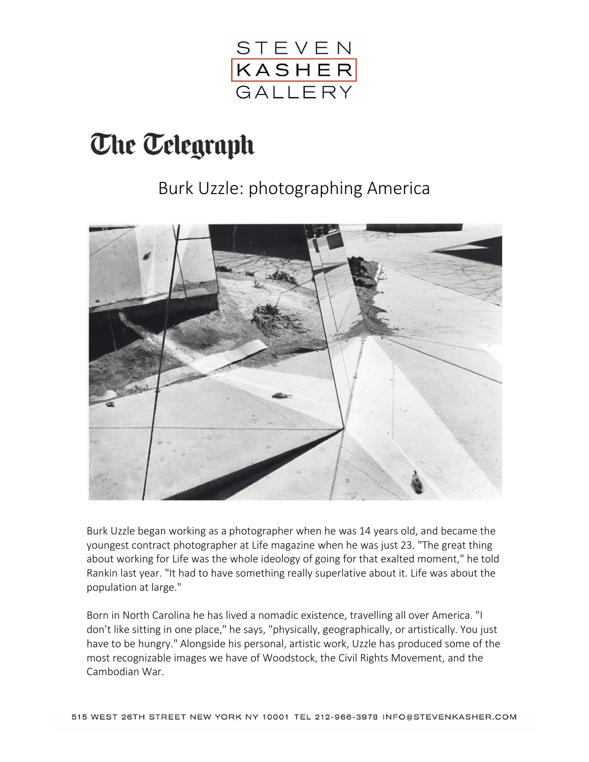STEVEN KASHER GALLERY

# The Telegraph

## Burk Uzzle: photographing America

Burk Uzzle began working as a photographer when he was 14 years old, and became the youngest contract photographer at Life magazine when he was just 23. "The great thing about working for Life was the whole ideology of going for that exalted moment," he told Rankin last year. "It had to have something really superlative about it. Life was about the population at large."

Born in North Carolina he has lived a nomadic existence, travelling all over America. "I don't like sitting in one place," he says, "physically, geographically, or artistically. You just have to be hungry." Alongside his personal, artistic work, Uzzle has produced some of the most recognizable images we have of Woodstock, the Civil Rights Movement, and the Cambodian War.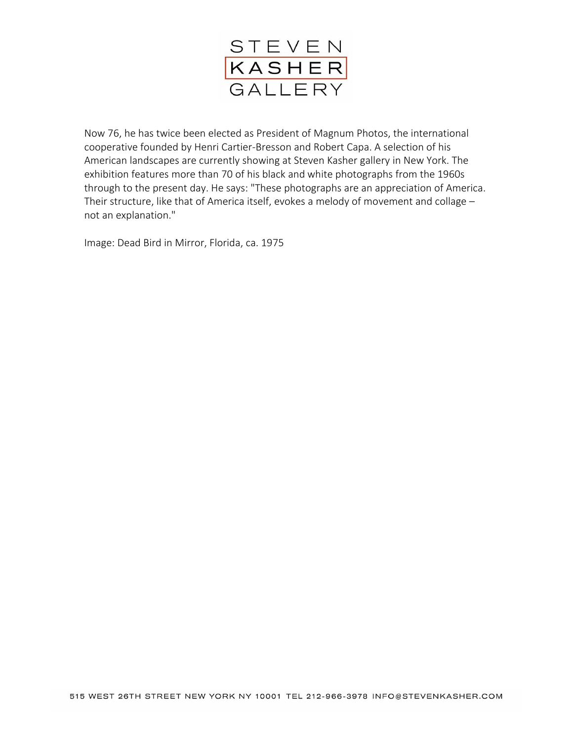Now 76, he has twice been elected as President of Magnum Photos, the international cooperative founded by Henri Cartier-Bresson and Robert Capa. A selection of his American landscapes are currently showing at Steven Kasher gallery in New York. The exhibition features more than 70 of his black and white photographs from the 1960s through to the present day. He says: "These photographs are an appreciation of America. Their structure, like that of America itself, evokes a melody of movement and collage – not an explanation."

Image: Dead Bird in Mirror, Florida, ca. 1975